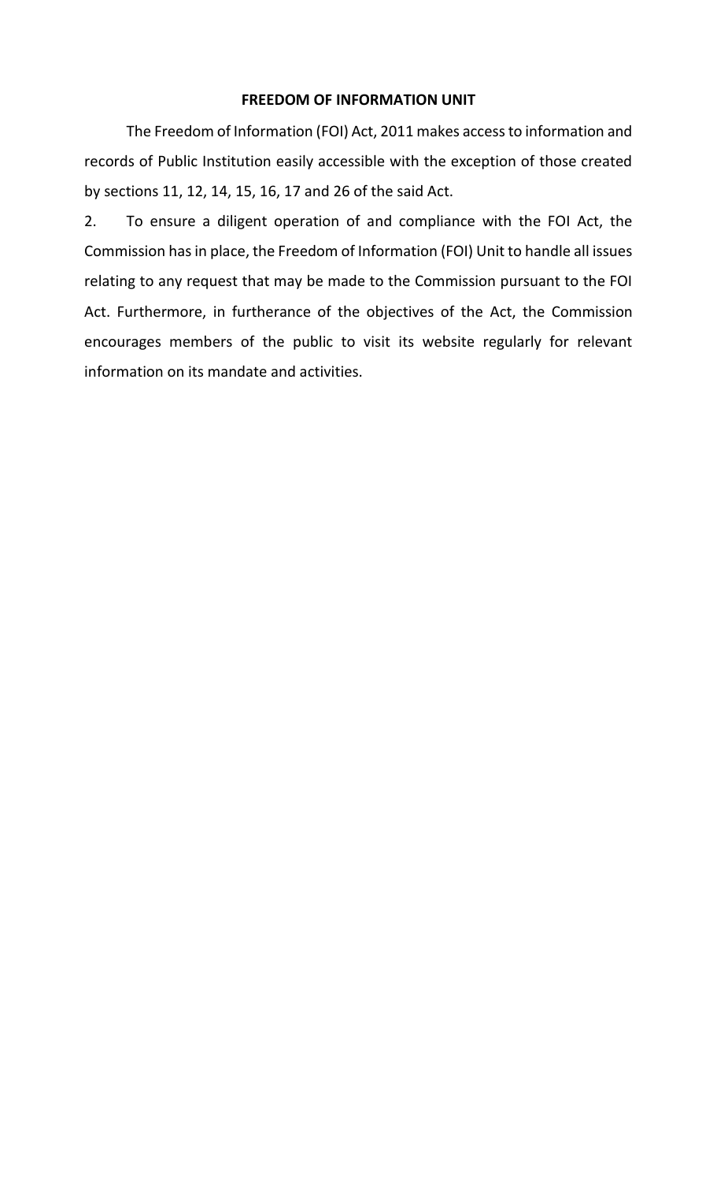# FREEDOM OF INFORMATION UNIT

The Freedom of Information (FOI) Act, 2011 makes access to information and records of Public Institution easily accessible with the exception of those created by sections 11, 12, 14, 15, 16, 17 and 26 of the said Act.

2. To ensure a diligent operation of and compliance with the FOI Act, the Commission has in place, the Freedom of Information (FOI) Unit to handle all issues relating to any request that may be made to the Commission pursuant to the FOI Act. Furthermore, in furtherance of the objectives of the Act, the Commission encourages members of the public to visit its website regularly for relevant information on its mandate and activities.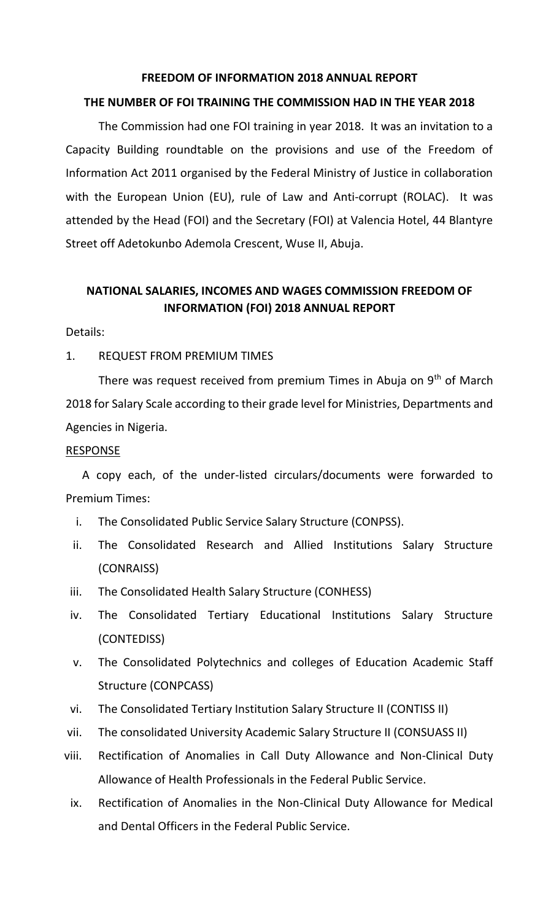**FREEDOM OF INFORMATION 2018 ANNUAL REPORT**

**THE NUMBER OF FOI TRAINING THE COMMISSION HAD IN THE YEAR 2018**

The Commission had one FOI training in year 2018. It was an invitation to a Capacity Building roundtable on the provisions and use of the Freedom of Information Act 2011 organised by the Federal Ministry of Justice in collaboration with the European Union (EU), rule of Law and Anti-corrupt (ROLAC). It was attended by the Head (FOI) and the Secretary (FOI) at Valencia Hotel, 44 Blantyre Street off Adetokunbo Ademola Crescent, Wuse II, Abuja.

**NATIONAL SALARIES, INCOMES AND WAGES COMMISSION FREEDOM OF INFORMATION (FOI) 2018 ANNUAL REPORT**

Details:

1. REQUEST FROM PREMIUM TIMES

There was request received from premium Times in Abuja on 9th of March 2018 for Salary Scale according to their grade level for Ministries, Departments and Agencies in Nigeria.

RESPONSE

A copy each, of the under-listed circulars/documents were forwarded to Premium Times:

i. The Consolidated Public Service Salary Structure (CONPSS).
ii. The Consolidated Research and Allied Institutions Salary Structure (CONRAISS)
iii. The Consolidated Health Salary Structure (CONHESS)
iv. The Consolidated Tertiary Educational Institutions Salary Structure (CONTEDISS)
v. The Consolidated Polytechnics and colleges of Education Academic Staff Structure (CONPCASS)
vi. The Consolidated Tertiary Institution Salary Structure II (CONTISS II)
vii. The consolidated University Academic Salary Structure II (CONSUASS II)
viii. Rectification of Anomalies in Call Duty Allowance and Non-Clinical Duty Allowance of Health Professionals in the Federal Public Service.
ix. Rectification of Anomalies in the Non-Clinical Duty Allowance for Medical and Dental Officers in the Federal Public Service.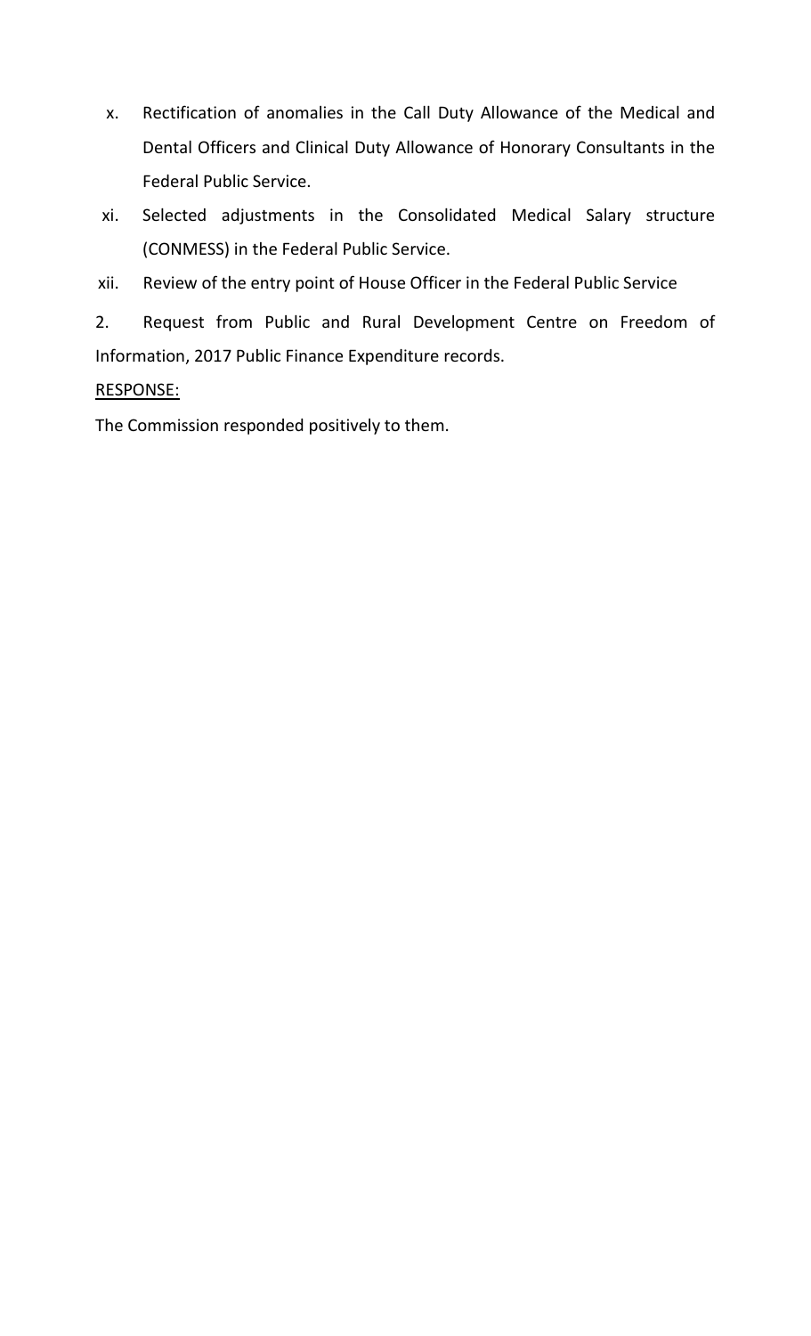x. Rectification of anomalies in the Call Duty Allowance of the Medical and Dental Officers and Clinical Duty Allowance of Honorary Consultants in the Federal Public Service.

xi. Selected adjustments in the Consolidated Medical Salary structure (CONMESS) in the Federal Public Service.

xii. Review of the entry point of House Officer in the Federal Public Service

2. Request from Public and Rural Development Centre on Freedom of Information, 2017 Public Finance Expenditure records.

<u>RESPONSE:</u>

The Commission responded positively to them.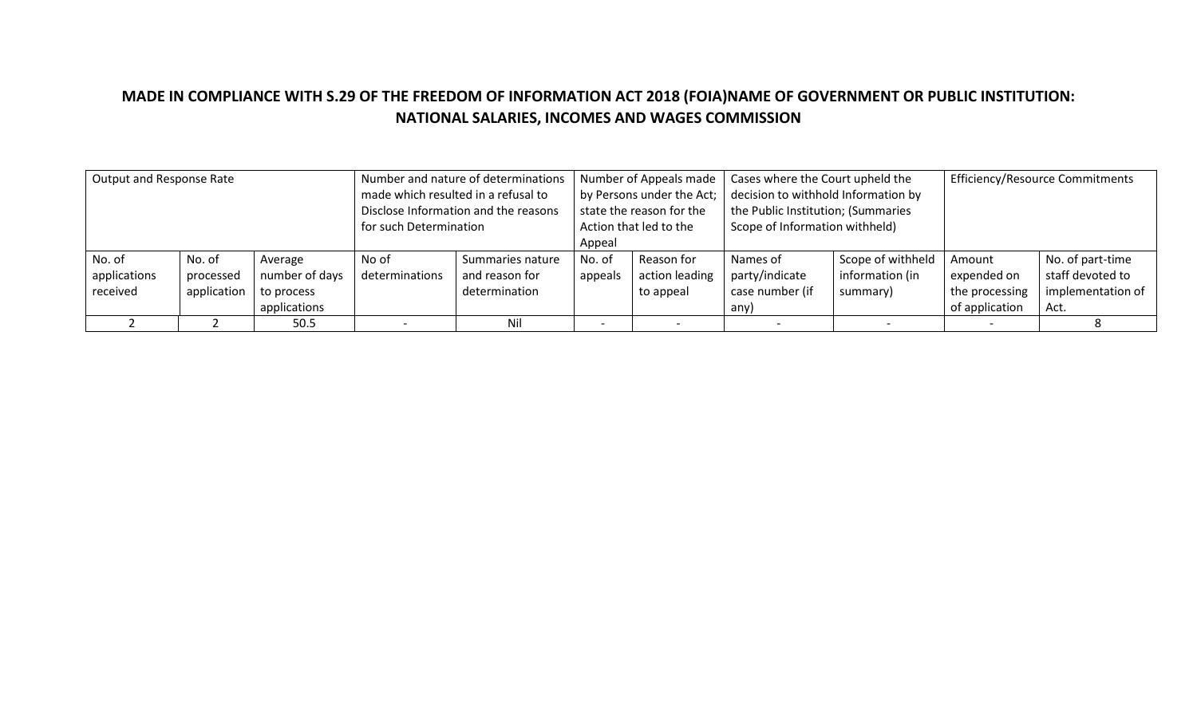## MADE IN COMPLIANCE WITH S.29 OF THE FREEDOM OF INFORMATION ACT 2018 (FOIA)NAME OF GOVERNMENT OR PUBLIC INSTITUTION: NATIONAL SALARIES, INCOMES AND WAGES COMMISSION

| Output and Response Rate | | | Number and nature of determinations made which resulted in a refusal to Disclose Information and the reasons for such Determination | | Number of Appeals made by Persons under the Act; state the reason for the Action that led to the Appeal | | Cases where the Court upheld the decision to withhold Information by the Public Institution; (Summaries Scope of Information withheld) | | Efficiency/Resource Commitments | |
|---|---|---|---|---|---|---|---|---|---|---|
| No. of applications received | No. of processed application | Average number of days to process applications | No of determinations | Summaries nature and reason for determination | No. of appeals | Reason for action leading to appeal | Names of party/indicate case number (if any) | Scope of withheld information (in summary) | Amount expended on the processing of application | No. of part-time staff devoted to implementation of Act. |
| 2 | 2 | 50.5 | - | Nil | - | - | - | - | - | 8 |